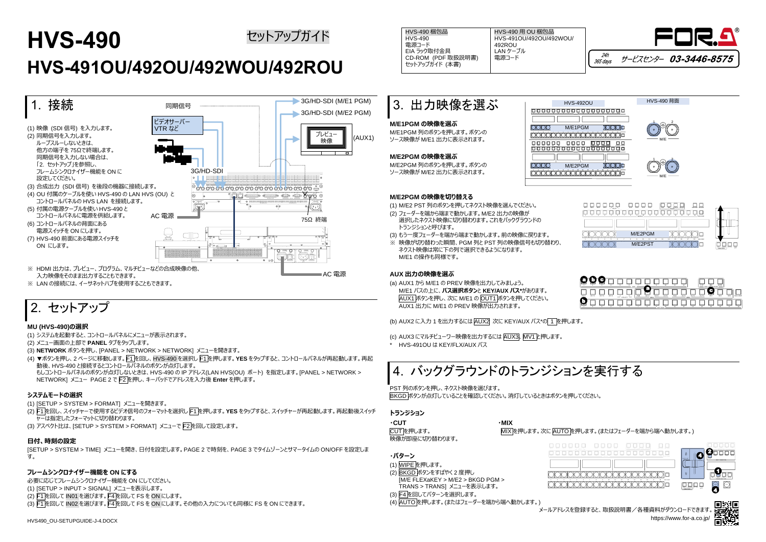# HVS-490

# HVS-491OU/492OU/492WOU/492ROU

セットアップガイド

| HVS-490 梱包品 | HVS-490 用 OU 梱包品 |
| --- | --- |
| HVS-490<br>電源コード<br>EIA ラック取付金具<br>CD-ROM (PDF 取扱説明書)<br>セットアップガイド (本書) | HVS-491OU/492OU/492WOU/492ROU<br>LAN ケーブル<br>電源コード |

24h 365 days サービスセンター 03-3446-8575

## 1. 接続

(1) 映像 (SDI 信号) を入力します。
(2) 同期信号を入力します。
ループスルーしないときは、
他方の端子を 75Ω で終端します。
同期信号を入力しない場合は、
「2. セットアップ」を参照し、
フレームシンクロナイザー機能を ON に
設定してください。
(3) 合成出力 (SDI 信号) を後段の機器に接続します。
(4) OU 付属のケーブルを使い HVS-490 の LAN HVS (OU) と
コントロールパネルの HVS LAN を接続します。
(5) 付属の電源ケーブルを使い HVS-490 と
コントロールパネルに電源を供給します。
(6) コントロールパネルの背面にある
電源スイッチを ON にします。
(7) HVS-490 前面にある電源スイッチを
ON にします。

同期信号　ビデオサーバー VTR など　3G/HD-SDI (M/E1 PGM)　3G/HD-SDI (M/E2 PGM)　プレビュー映像 (AUX1)　3G/HD-SDI　AC 電源　75Ω 終端　AC 電源

※ HDMI 出力は、プレビュー、プログラム、マルチビューなどの合成映像の他、
入力映像をそのまま出力することもできます。
※ LAN の接続には、イーサネットハブを使用することもできます。

## 2. セットアップ

### MU (HVS-490)の選択

(1) システムを起動すると、コントロールパネルにメニューが表示されます。
(2) メニュー画面の上部で **PANEL** タブをタップします。
(3) **NETWORK** ボタンを押し、[PANEL > NETWORK > NETWORK] メニューを開きます。
(4) ▼ボタンを押し、2 ページに移動します。F1を回し、HVS-490 を選択し F1を押します。**YES** をタップすると、コントロールパネルが再起動します。再起動後、HVS-490 と接続するとコントロールパネルのボタンが点灯します。
もしコントロールパネルのボタンが点灯しないときは、HVS-490 の IP アドレス(LAN HVS(OU) ポート) を指定します。[PANEL > NETWORK > NETWORK] メニュー PAGE 2 で F2を押し、キーパッドでアドレスを入力後 **Enter** を押します。

### システムモードの選択

(1) [SETUP > SYSTEM > FORMAT] メニューを開きます。
(2) F1を回し、スイッチャーで使用するビデオ信号のフォーマットを選択し F1を押します。**YES** をタップすると、スイッチャーが再起動します。再起動後スイッチャーは指定したフォーマットに切り替わります。
(3) アスペクト比は、[SETUP > SYSTEM > FORMAT] メニューで F2を回して設定します。

### 日付、時刻の設定

[SETUP > SYSTEM > TIME] メニューを開き、日付を設定します。PAGE 2 で時刻を、PAGE 3 でタイムゾーンとサマータイムの ON/OFF を設定します。

### フレームシンクロナイザー機能を ON にする

必要に応じてフレームシンクロナイザー機能を ON にしてください。
(1) [SETUP > INPUT > SIGNAL] メニューを表示します。
(2) F1を回して IN01 を選びます。F4を回して FS を ON にします。
(3) F1を回して IN02 を選びます。F4を回して FS を ON にします。その他の入力についても同様に FS を ON にできます。

HVS490_OU-SETUPGUIDE-J-4.DOCX

## 3. 出力映像を選ぶ

### M/E1PGM の映像を選ぶ

M/E1PGM 列のボタンを押します。ボタンの
ソース映像が M/E1 出力に表示されます。

### M/E2PGM の映像を選ぶ

M/E2PGM 列のボタンを押します。ボタンの
ソース映像が M/E2 出力に表示されます。

HVS-492OU　HVS-490 背面

### M/E2PGM の映像を切り替える

(1) M/E2 PST 列のボタンを押してネクスト映像を選んでください。
(2) フェーダーを端から端まで動かします。M/E2 出力の映像が
選択したネクスト映像に切り替わります。これをバックグラウンドの
トランジションと呼びます。
(3) もう一度フェーダーを端から端まで動かします。前の映像に戻ります。
※ 映像が切り替わった瞬間、PGM 列と PST 列の映像信号も切り替わり、
ネクスト映像は常に下の列で選択できるようになります。
M/E1 の操作も同様です。

### AUX 出力の映像を選ぶ

(a) AUX1 から M/E1 の PREV 映像を出力してみましょう。
M/E1 バスの上に、**バス選択ボタン**と **KEY/AUX バス***があります。
AUX1ボタンを押し、次に M/E1 の OUT1ボタンを押してください。
AUX1 出力に M/E1 の PREV 映像が出力されます。

(b) AUX2 に入力 1 を出力するには AUX2 次に KEY/AUX バス*の 1 を押します。

(c) AUX3 にマルチビューワー映像を出力するには AUX3、MV1と押します。

\* HVS-491OU は KEY/FLX/AUX バス

## 4. バックグラウンドのトランジションを実行する

PST 列のボタンを押し、ネクスト映像を選びます。
BKGD ボタンが点灯していることを確認してください。消灯しているときはボタンを押してください。

### トランジション

**・CUT**

CUTを押します。
映像が即座に切り替わります。

**・MIX**

MIXを押します。次に AUTOを押します。(またはフェーダーを端から端へ動かします。)

**・パターン**

(1) WIPEを押します。
(2) BKGD ボタンをすばやく 2 度押し
[M/E FLEXaKEY > M/E2 > BKGD PGM > TRANS > TRANS] メニューを表示します。
(3) F4を回してパターンを選択します。
(4) AUTOを押します。(またはフェーダーを端から端へ動かします。)

メールアドレスを登録すると、取扱説明書／各種資料がダウンロードできます。
https://www.for-a.co.jp/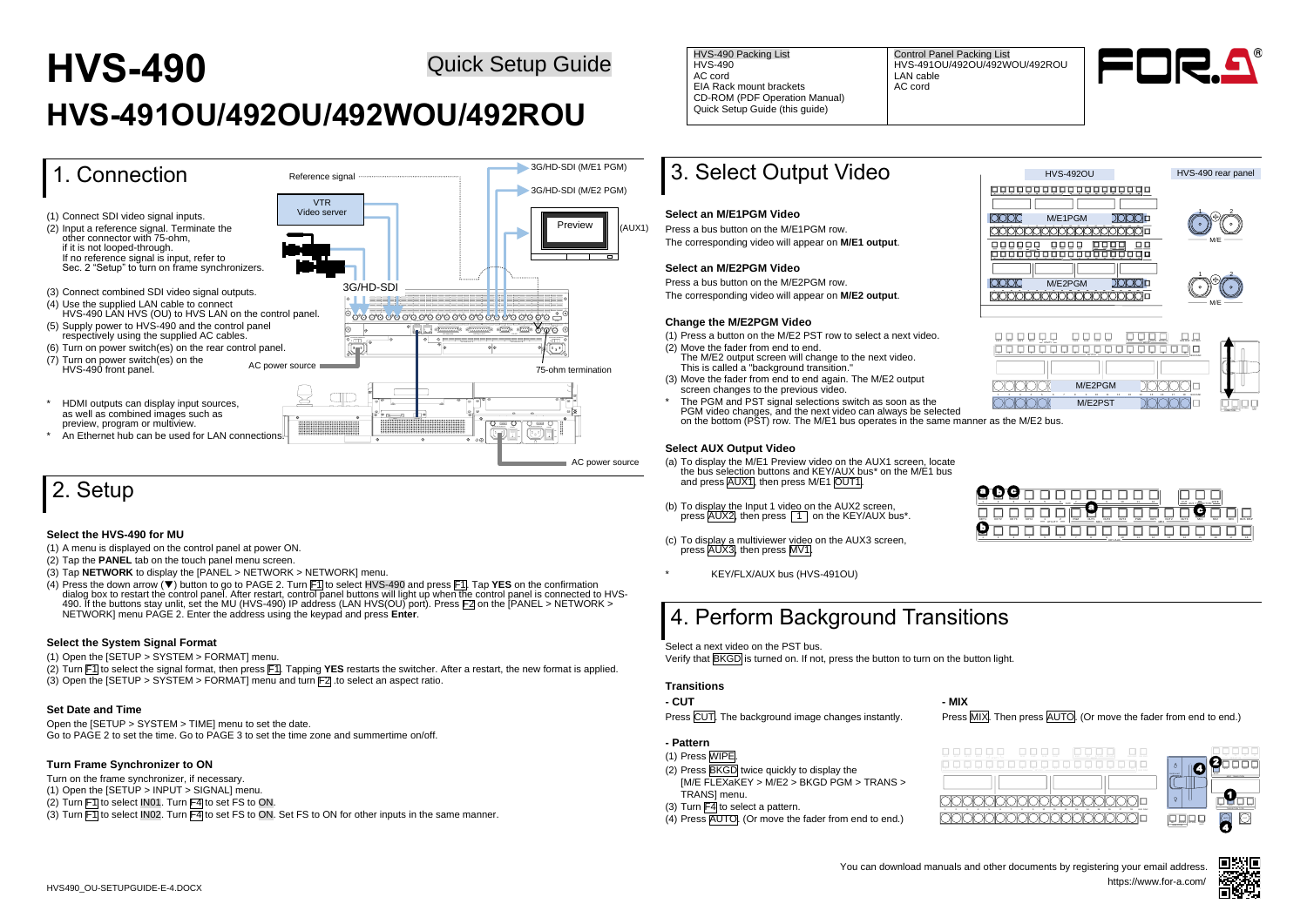# HVS-490

# HVS-491OU/492OU/492WOU/492ROU

Quick Setup Guide

| HVS-490 Packing List | Control Panel Packing List |
|---|---|
| HVS-490 | HVS-491OU/492OU/492WOU/492ROU |
| AC cord | LAN cable |
| EIA Rack mount brackets | AC cord |
| CD-ROM (PDF Operation Manual) | |
| Quick Setup Guide (this guide) | |

## 1. Connection

(1) Connect SDI video signal inputs.
(2) Input a reference signal. Terminate the other connector with 75-ohm, if it is not looped-through. If no reference signal is input, refer to Sec. 2 "Setup" to turn on frame synchronizers.
(3) Connect combined SDI video signal outputs.
(4) Use the supplied LAN cable to connect HVS-490 LAN HVS (OU) to HVS LAN on the control panel.
(5) Supply power to HVS-490 and the control panel respectively using the supplied AC cables.
(6) Turn on power switch(es) on the rear control panel.
(7) Turn on power switch(es) on the HVS-490 front panel.

* HDMI outputs can display input sources, as well as combined images such as preview, program or multiview.
* An Ethernet hub can be used for LAN connections.

Reference signal
VTR
Video server
3G/HD-SDI (M/E1 PGM)
3G/HD-SDI (M/E2 PGM)
Preview
(AUX1)
3G/HD-SDI
AC power source
75-ohm termination
AC power source

## 2. Setup

### Select the HVS-490 for MU

(1) A menu is displayed on the control panel at power ON.
(2) Tap the **PANEL** tab on the touch panel menu screen.
(3) Tap **NETWORK** to display the [PANEL > NETWORK > NETWORK] menu.
(4) Press the down arrow (▼) button to go to PAGE 2. Turn F1 to select HVS-490 and press F1. Tap **YES** on the confirmation dialog box to restart the control panel. After restart, control panel buttons will light up when the control panel is connected to HVS-490. If the buttons stay unlit, set the MU (HVS-490) IP address (LAN HVS(OU) port). Press F2 on the [PANEL > NETWORK > NETWORK] menu PAGE 2. Enter the address using the keypad and press **Enter**.

### Select the System Signal Format

(1) Open the [SETUP > SYSTEM > FORMAT] menu.
(2) Turn F1 to select the signal format, then press F1. Tapping **YES** restarts the switcher. After a restart, the new format is applied.
(3) Open the [SETUP > SYSTEM > FORMAT] menu and turn F2 .to select an aspect ratio.

### Set Date and Time

Open the [SETUP > SYSTEM > TIME] menu to set the date.
Go to PAGE 2 to set the time. Go to PAGE 3 to set the time zone and summertime on/off.

### Turn Frame Synchronizer to ON

Turn on the frame synchronizer, if necessary.
(1) Open the [SETUP > INPUT > SIGNAL] menu.
(2) Turn F1 to select IN01. Turn F4 to set FS to ON.
(3) Turn F1 to select IN02. Turn F4 to set FS to ON. Set FS to ON for other inputs in the same manner.

## 3. Select Output Video

HVS-492OU
HVS-490 rear panel
M/E1PGM
M/E2PGM
M/E
M/E2PGM
M/E2PST

### Select an M/E1PGM Video

Press a bus button on the M/E1PGM row.
The corresponding video will appear on **M/E1 output**.

### Select an M/E2PGM Video

Press a bus button on the M/E2PGM row.
The corresponding video will appear on **M/E2 output**.

### Change the M/E2PGM Video

(1) Press a button on the M/E2 PST row to select a next video.
(2) Move the fader from end to end.
The M/E2 output screen will change to the next video.
This is called a "background transition."
(3) Move the fader from end to end again. The M/E2 output screen changes to the previous video.

* The PGM and PST signal selections switch as soon as the PGM video changes, and the next video can always be selected on the bottom (PST) row. The M/E1 bus operates in the same manner as the M/E2 bus.

### Select AUX Output Video

(a) To display the M/E1 Preview video on the AUX1 screen, locate the bus selection buttons and KEY/AUX bus* on the M/E1 bus and press AUX1, then press M/E1 OUT1.
(b) To display the Input 1 video on the AUX2 screen, press AUX2, then press 1 on the KEY/AUX bus*.
(c) To display a multiviewer video on the AUX3 screen, press AUX3, then press MV1.

* KEY/FLX/AUX bus (HVS-491OU)

## 4. Perform Background Transitions

Select a next video on the PST bus.
Verify that BKGD is turned on. If not, press the button to turn on the button light.

### Transitions

**- CUT**

Press CUT. The background image changes instantly.

**- MIX**

Press MIX. Then press AUTO. (Or move the fader from end to end.)

**- Pattern**

(1) Press WIPE.
(2) Press BKGD twice quickly to display the [M/E FLEXaKEY > M/E2 > BKGD PGM > TRANS > TRANS] menu.
(3) Turn F4 to select a pattern.
(4) Press AUTO. (Or move the fader from end to end.)

You can download manuals and other documents by registering your email address.
https://www.for-a.com/

HVS490_OU-SETUPGUIDE-E-4.DOCX